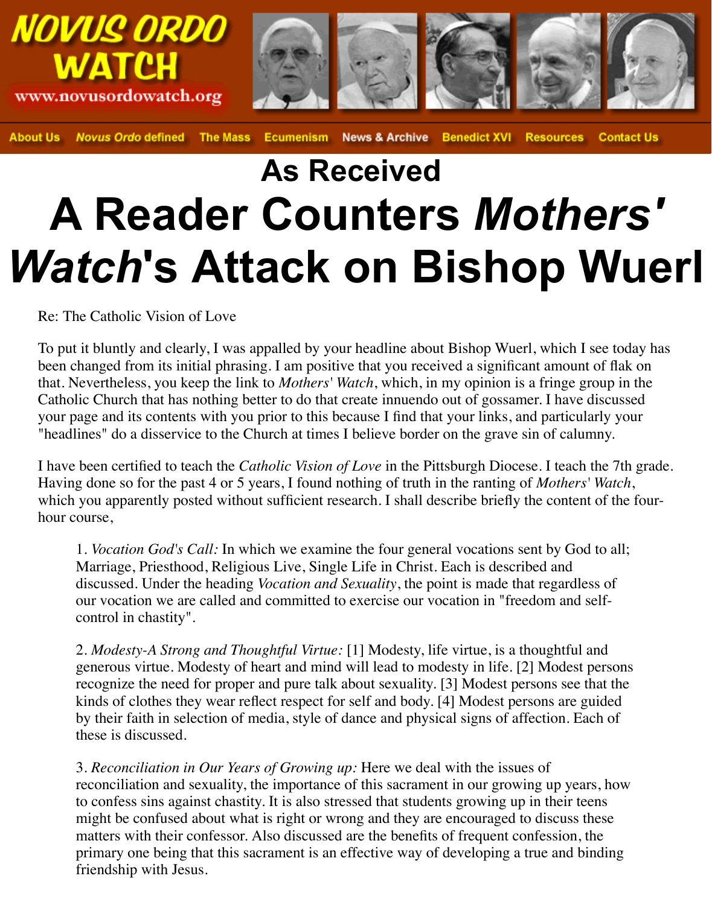NOVUS ORDO WATCH
www.novusordowatch.org

About Us | *Novus Ordo* defined | The Mass | Ecumenism | News & Archive | Benedict XVI | Resources | Contact Us

## As Received

# A Reader Counters *Mothers' Watch*'s Attack on Bishop Wuerl

Re: The Catholic Vision of Love

To put it bluntly and clearly, I was appalled by your headline about Bishop Wuerl, which I see today has been changed from its initial phrasing. I am positive that you received a significant amount of flak on that. Nevertheless, you keep the link to *Mothers' Watch*, which, in my opinion is a fringe group in the Catholic Church that has nothing better to do that create innuendo out of gossamer. I have discussed your page and its contents with you prior to this because I find that your links, and particularly your "headlines" do a disservice to the Church at times I believe border on the grave sin of calumny.

I have been certified to teach the *Catholic Vision of Love* in the Pittsburgh Diocese. I teach the 7th grade. Having done so for the past 4 or 5 years, I found nothing of truth in the ranting of *Mothers' Watch*, which you apparently posted without sufficient research. I shall describe briefly the content of the four-hour course,

> 1. *Vocation God's Call:* In which we examine the four general vocations sent by God to all; Marriage, Priesthood, Religious Live, Single Life in Christ. Each is described and discussed. Under the heading *Vocation and Sexuality*, the point is made that regardless of our vocation we are called and committed to exercise our vocation in "freedom and self-control in chastity".
>
> 2. *Modesty-A Strong and Thoughtful Virtue:* [1] Modesty, life virtue, is a thoughtful and generous virtue. Modesty of heart and mind will lead to modesty in life. [2] Modest persons recognize the need for proper and pure talk about sexuality. [3] Modest persons see that the kinds of clothes they wear reflect respect for self and body. [4] Modest persons are guided by their faith in selection of media, style of dance and physical signs of affection. Each of these is discussed.
>
> 3. *Reconciliation in Our Years of Growing up:* Here we deal with the issues of reconciliation and sexuality, the importance of this sacrament in our growing up years, how to confess sins against chastity. It is also stressed that students growing up in their teens might be confused about what is right or wrong and they are encouraged to discuss these matters with their confessor. Also discussed are the benefits of frequent confession, the primary one being that this sacrament is an effective way of developing a true and binding friendship with Jesus.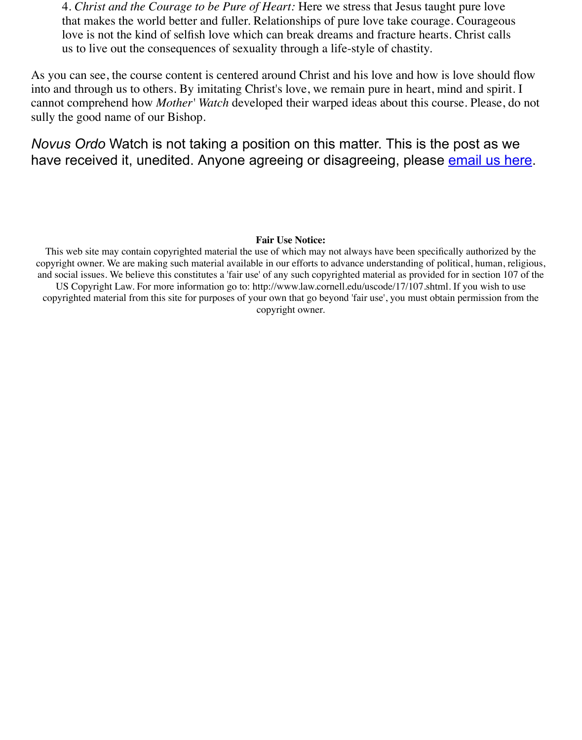4. *Christ and the Courage to be Pure of Heart:* Here we stress that Jesus taught pure love that makes the world better and fuller. Relationships of pure love take courage. Courageous love is not the kind of selfish love which can break dreams and fracture hearts. Christ calls us to live out the consequences of sexuality through a life-style of chastity.

As you can see, the course content is centered around Christ and his love and how is love should flow into and through us to others. By imitating Christ's love, we remain pure in heart, mind and spirit. I cannot comprehend how *Mother' Watch* developed their warped ideas about this course. Please, do not sully the good name of our Bishop.

*Novus Ordo* Watch is not taking a position on this matter. This is the post as we have received it, unedited. Anyone agreeing or disagreeing, please email us here.

**Fair Use Notice:**

This web site may contain copyrighted material the use of which may not always have been specifically authorized by the copyright owner. We are making such material available in our efforts to advance understanding of political, human, religious, and social issues. We believe this constitutes a 'fair use' of any such copyrighted material as provided for in section 107 of the US Copyright Law. For more information go to: http://www.law.cornell.edu/uscode/17/107.shtml. If you wish to use copyrighted material from this site for purposes of your own that go beyond 'fair use', you must obtain permission from the copyright owner.